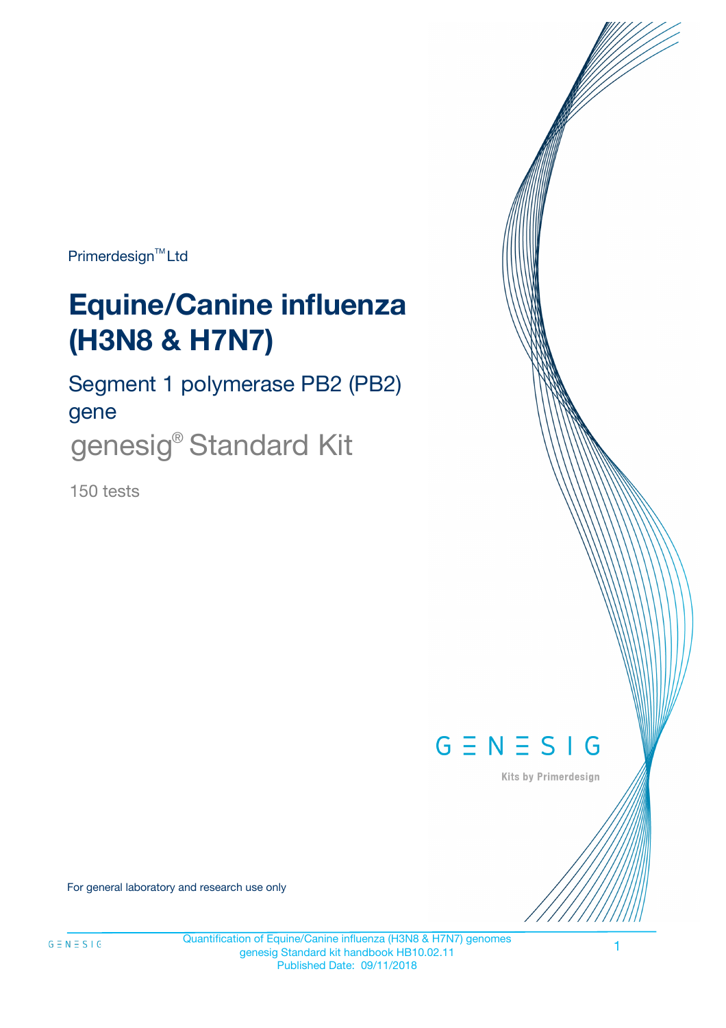Primerdesign™ Ltd

# Equine/Canine influenza (H3N8 & H7N7)

## Segment 1 polymerase PB2 (PB2) gene

genesig® Standard Kit

150 tests

GENESIG

Kits by Primerdesign

For general laboratory and research use only

Quantification of Equine/Canine influenza (H3N8 & H7N7) genomes
genesig Standard kit handbook HB10.02.11
Published Date: 09/11/2018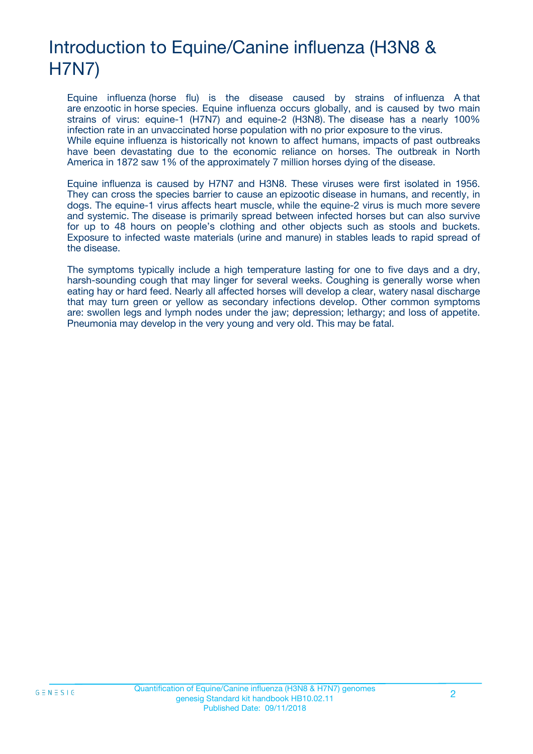# Introduction to Equine/Canine influenza (H3N8 & H7N7)

Equine influenza (horse flu) is the disease caused by strains of influenza A that are enzootic in horse species. Equine influenza occurs globally, and is caused by two main strains of virus: equine-1 (H7N7) and equine-2 (H3N8). The disease has a nearly 100% infection rate in an unvaccinated horse population with no prior exposure to the virus.
While equine influenza is historically not known to affect humans, impacts of past outbreaks have been devastating due to the economic reliance on horses. The outbreak in North America in 1872 saw 1% of the approximately 7 million horses dying of the disease.

Equine influenza is caused by H7N7 and H3N8. These viruses were first isolated in 1956. They can cross the species barrier to cause an epizootic disease in humans, and recently, in dogs. The equine-1 virus affects heart muscle, while the equine-2 virus is much more severe and systemic. The disease is primarily spread between infected horses but can also survive for up to 48 hours on people's clothing and other objects such as stools and buckets. Exposure to infected waste materials (urine and manure) in stables leads to rapid spread of the disease.

The symptoms typically include a high temperature lasting for one to five days and a dry, harsh-sounding cough that may linger for several weeks. Coughing is generally worse when eating hay or hard feed. Nearly all affected horses will develop a clear, watery nasal discharge that may turn green or yellow as secondary infections develop. Other common symptoms are: swollen legs and lymph nodes under the jaw; depression; lethargy; and loss of appetite. Pneumonia may develop in the very young and very old. This may be fatal.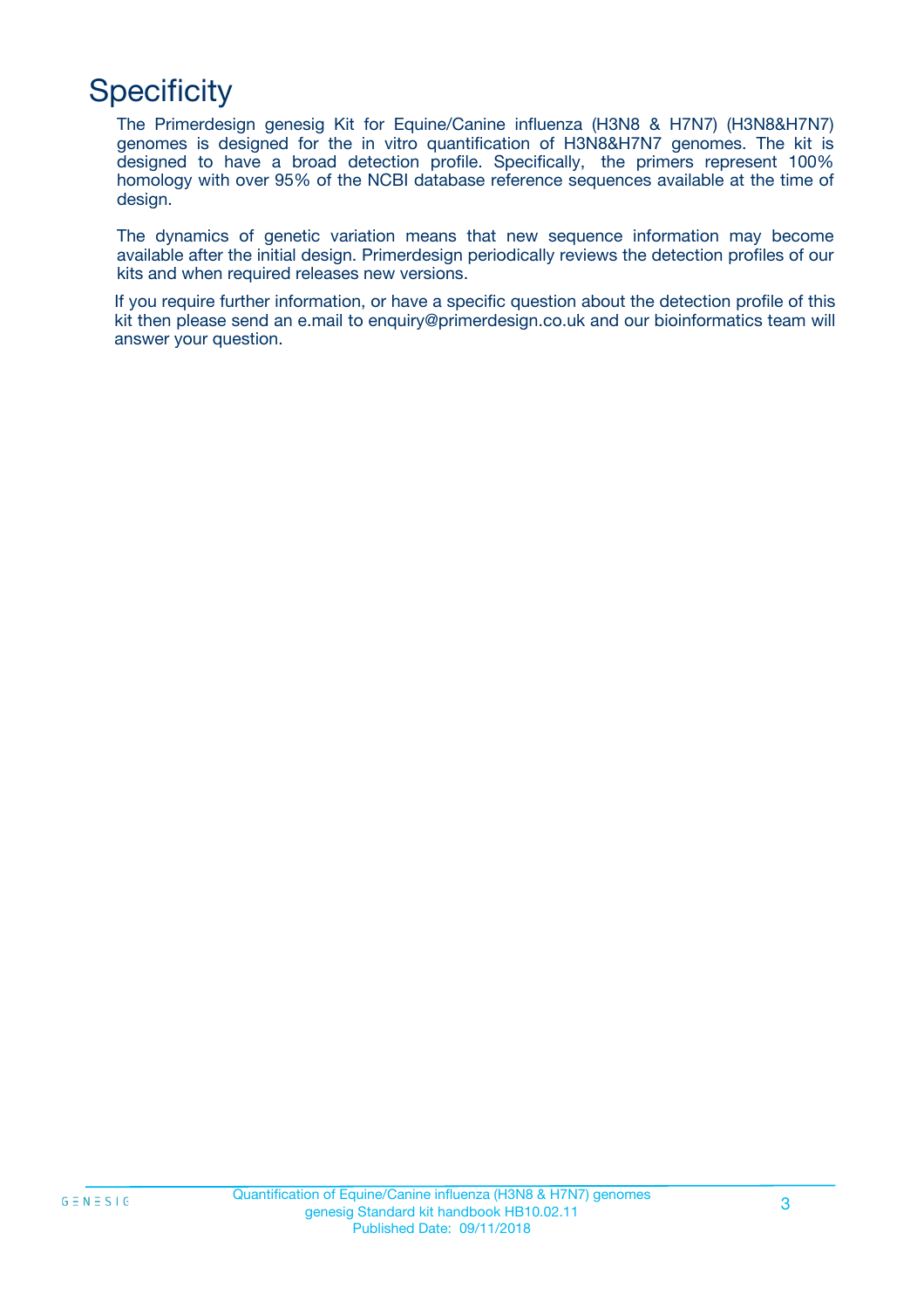# Specificity

The Primerdesign genesig Kit for Equine/Canine influenza (H3N8 & H7N7) (H3N8&H7N7) genomes is designed for the in vitro quantification of H3N8&H7N7 genomes. The kit is designed to have a broad detection profile. Specifically, the primers represent 100% homology with over 95% of the NCBI database reference sequences available at the time of design.

The dynamics of genetic variation means that new sequence information may become available after the initial design. Primerdesign periodically reviews the detection profiles of our kits and when required releases new versions.

If you require further information, or have a specific question about the detection profile of this kit then please send an e.mail to enquiry@primerdesign.co.uk and our bioinformatics team will answer your question.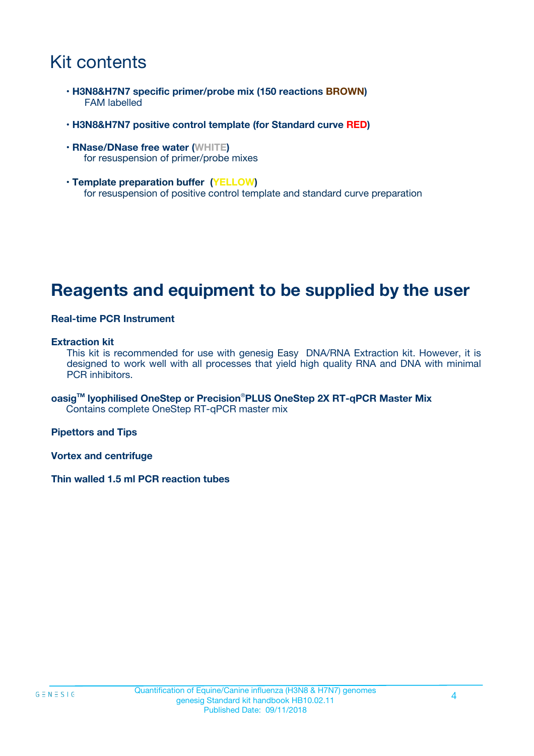# Kit contents

- **H3N8&H7N7 specific primer/probe mix (150 reactions BROWN)**
  FAM labelled
- **H3N8&H7N7 positive control template (for Standard curve RED)**
- **RNase/DNase free water (WHITE)**
  for resuspension of primer/probe mixes
- **Template preparation buffer (YELLOW)**
  for resuspension of positive control template and standard curve preparation

# Reagents and equipment to be supplied by the user

**Real-time PCR Instrument**

**Extraction kit**
This kit is recommended for use with genesig Easy DNA/RNA Extraction kit. However, it is designed to work well with all processes that yield high quality RNA and DNA with minimal PCR inhibitors.

**oasig™ lyophilised OneStep or Precision®PLUS OneStep 2X RT-qPCR Master Mix**
Contains complete OneStep RT-qPCR master mix

**Pipettors and Tips**

**Vortex and centrifuge**

**Thin walled 1.5 ml PCR reaction tubes**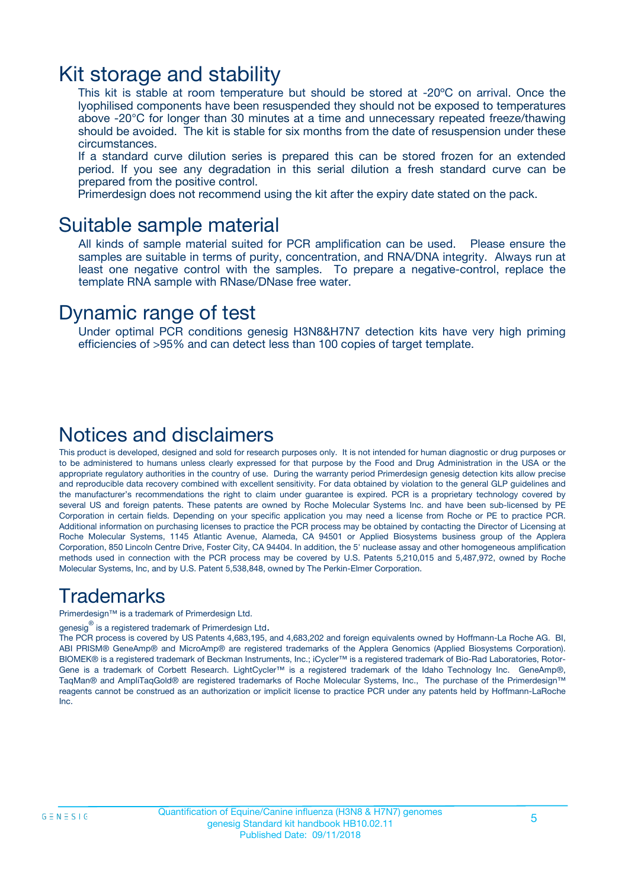## Kit storage and stability

This kit is stable at room temperature but should be stored at -20ºC on arrival. Once the lyophilised components have been resuspended they should not be exposed to temperatures above -20°C for longer than 30 minutes at a time and unnecessary repeated freeze/thawing should be avoided. The kit is stable for six months from the date of resuspension under these circumstances.

If a standard curve dilution series is prepared this can be stored frozen for an extended period. If you see any degradation in this serial dilution a fresh standard curve can be prepared from the positive control.

Primerdesign does not recommend using the kit after the expiry date stated on the pack.

## Suitable sample material

All kinds of sample material suited for PCR amplification can be used. Please ensure the samples are suitable in terms of purity, concentration, and RNA/DNA integrity. Always run at least one negative control with the samples. To prepare a negative-control, replace the template RNA sample with RNase/DNase free water.

## Dynamic range of test

Under optimal PCR conditions genesig H3N8&H7N7 detection kits have very high priming efficiencies of >95% and can detect less than 100 copies of target template.

## Notices and disclaimers

This product is developed, designed and sold for research purposes only. It is not intended for human diagnostic or drug purposes or to be administered to humans unless clearly expressed for that purpose by the Food and Drug Administration in the USA or the appropriate regulatory authorities in the country of use. During the warranty period Primerdesign genesig detection kits allow precise and reproducible data recovery combined with excellent sensitivity. For data obtained by violation to the general GLP guidelines and the manufacturer's recommendations the right to claim under guarantee is expired. PCR is a proprietary technology covered by several US and foreign patents. These patents are owned by Roche Molecular Systems Inc. and have been sub-licensed by PE Corporation in certain fields. Depending on your specific application you may need a license from Roche or PE to practice PCR. Additional information on purchasing licenses to practice the PCR process may be obtained by contacting the Director of Licensing at Roche Molecular Systems, 1145 Atlantic Avenue, Alameda, CA 94501 or Applied Biosystems business group of the Applera Corporation, 850 Lincoln Centre Drive, Foster City, CA 94404. In addition, the 5' nuclease assay and other homogeneous amplification methods used in connection with the PCR process may be covered by U.S. Patents 5,210,015 and 5,487,972, owned by Roche Molecular Systems, Inc, and by U.S. Patent 5,538,848, owned by The Perkin-Elmer Corporation.

## Trademarks

Primerdesign™ is a trademark of Primerdesign Ltd.

genesig® is a registered trademark of Primerdesign Ltd.

The PCR process is covered by US Patents 4,683,195, and 4,683,202 and foreign equivalents owned by Hoffmann-La Roche AG. BI, ABI PRISM® GeneAmp® and MicroAmp® are registered trademarks of the Applera Genomics (Applied Biosystems Corporation). BIOMEK® is a registered trademark of Beckman Instruments, Inc.; iCycler™ is a registered trademark of Bio-Rad Laboratories, Rotor-Gene is a trademark of Corbett Research. LightCycler™ is a registered trademark of the Idaho Technology Inc. GeneAmp®, TaqMan® and AmpliTaqGold® are registered trademarks of Roche Molecular Systems, Inc., The purchase of the Primerdesign™ reagents cannot be construed as an authorization or implicit license to practice PCR under any patents held by Hoffmann-LaRoche Inc.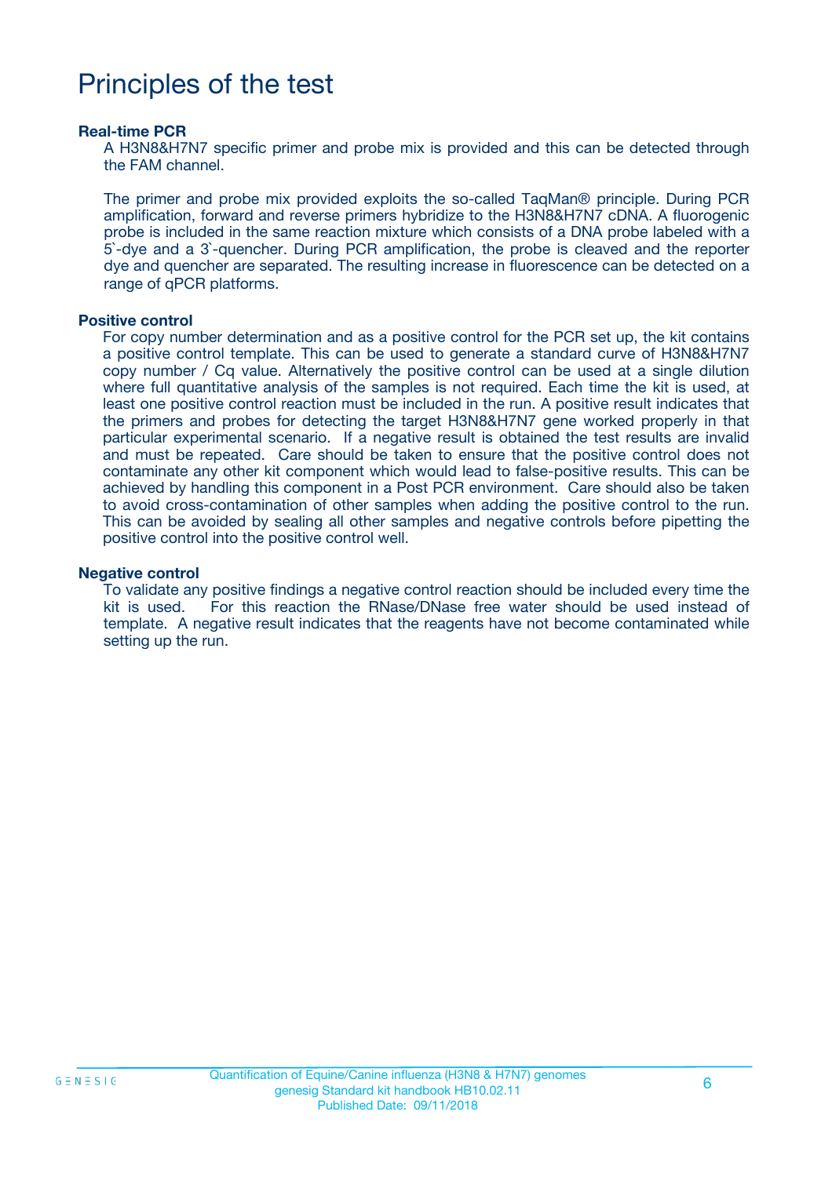# Principles of the test

**Real-time PCR**

A H3N8&H7N7 specific primer and probe mix is provided and this can be detected through the FAM channel.

The primer and probe mix provided exploits the so-called TaqMan® principle. During PCR amplification, forward and reverse primers hybridize to the H3N8&H7N7 cDNA. A fluorogenic probe is included in the same reaction mixture which consists of a DNA probe labeled with a 5`-dye and a 3`-quencher. During PCR amplification, the probe is cleaved and the reporter dye and quencher are separated. The resulting increase in fluorescence can be detected on a range of qPCR platforms.

**Positive control**

For copy number determination and as a positive control for the PCR set up, the kit contains a positive control template. This can be used to generate a standard curve of H3N8&H7N7 copy number / Cq value. Alternatively the positive control can be used at a single dilution where full quantitative analysis of the samples is not required. Each time the kit is used, at least one positive control reaction must be included in the run. A positive result indicates that the primers and probes for detecting the target H3N8&H7N7 gene worked properly in that particular experimental scenario. If a negative result is obtained the test results are invalid and must be repeated. Care should be taken to ensure that the positive control does not contaminate any other kit component which would lead to false-positive results. This can be achieved by handling this component in a Post PCR environment. Care should also be taken to avoid cross-contamination of other samples when adding the positive control to the run. This can be avoided by sealing all other samples and negative controls before pipetting the positive control into the positive control well.

**Negative control**

To validate any positive findings a negative control reaction should be included every time the kit is used. For this reaction the RNase/DNase free water should be used instead of template. A negative result indicates that the reagents have not become contaminated while setting up the run.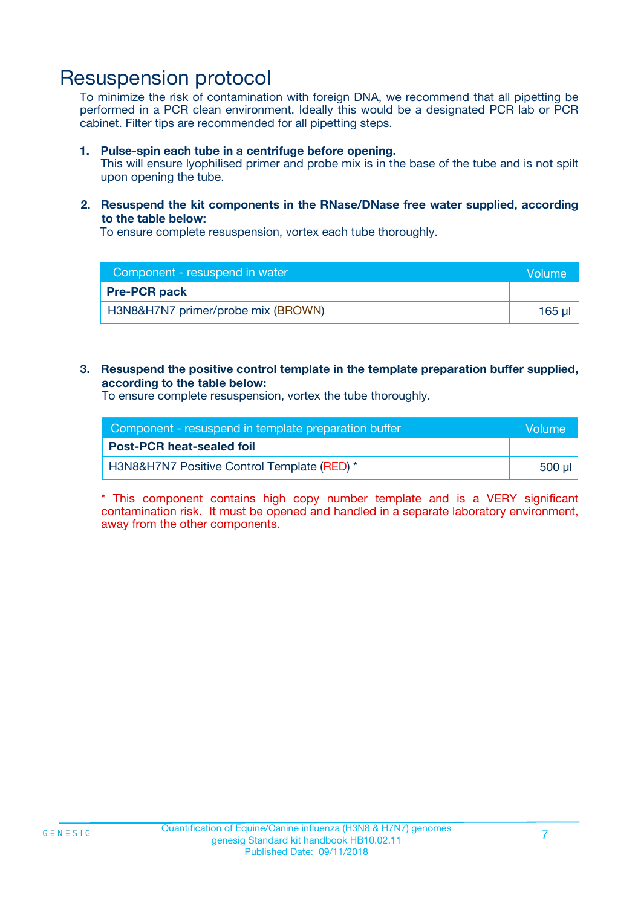# Resuspension protocol

To minimize the risk of contamination with foreign DNA, we recommend that all pipetting be performed in a PCR clean environment. Ideally this would be a designated PCR lab or PCR cabinet. Filter tips are recommended for all pipetting steps.

1. **Pulse-spin each tube in a centrifuge before opening.**
   This will ensure lyophilised primer and probe mix is in the base of the tube and is not spilt upon opening the tube.

2. **Resuspend the kit components in the RNase/DNase free water supplied, according to the table below:**
   To ensure complete resuspension, vortex each tube thoroughly.

| Component - resuspend in water | Volume |
|---|---|
| **Pre-PCR pack** | |
| H3N8&H7N7 primer/probe mix (BROWN) | 165 µl |

3. **Resuspend the positive control template in the template preparation buffer supplied, according to the table below:**
   To ensure complete resuspension, vortex the tube thoroughly.

| Component - resuspend in template preparation buffer | Volume |
|---|---|
| **Post-PCR heat-sealed foil** | |
| H3N8&H7N7 Positive Control Template (RED) * | 500 µl |

* This component contains high copy number template and is a VERY significant contamination risk. It must be opened and handled in a separate laboratory environment, away from the other components.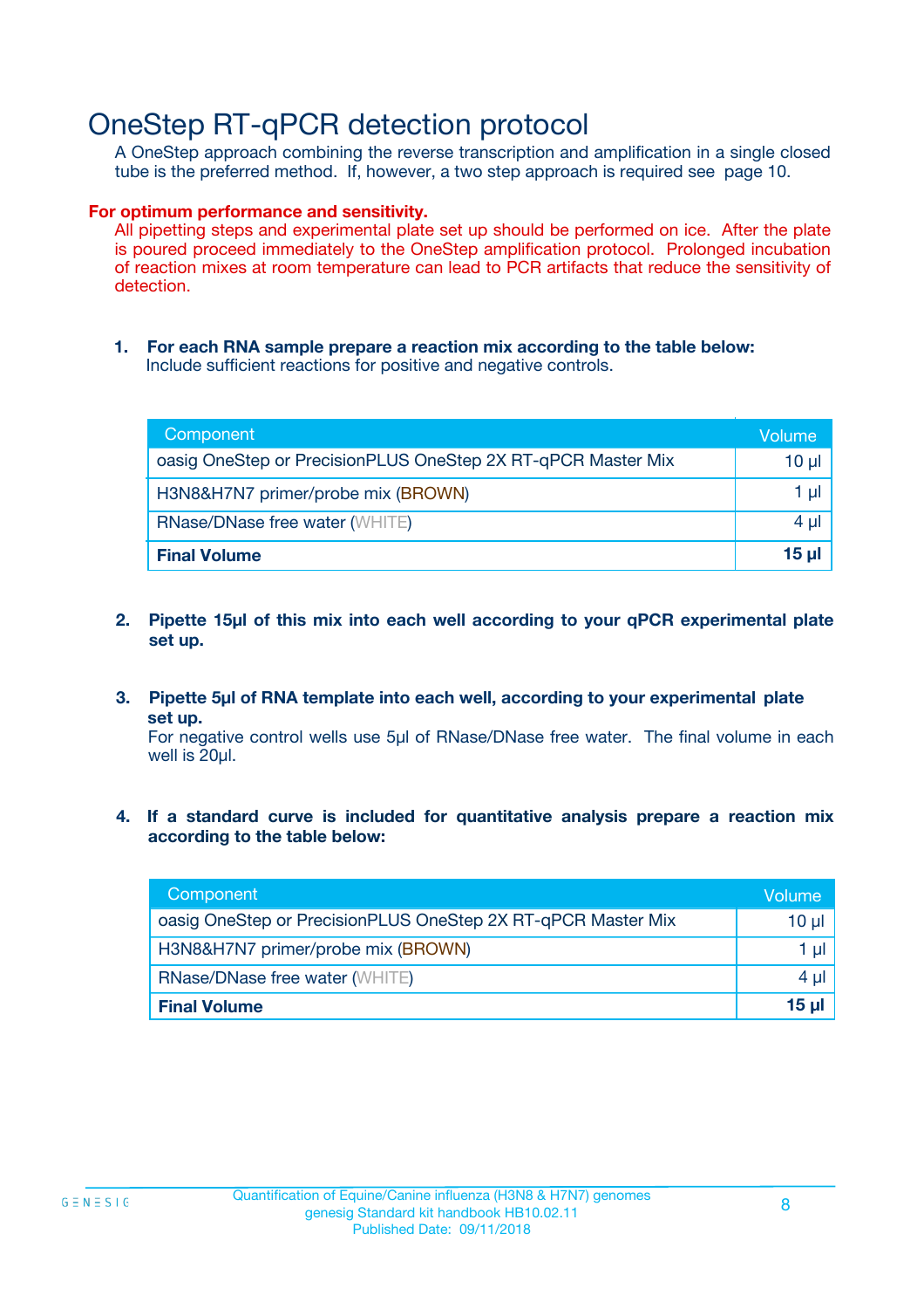# OneStep RT-qPCR detection protocol

A OneStep approach combining the reverse transcription and amplification in a single closed tube is the preferred method. If, however, a two step approach is required see page 10.

**For optimum performance and sensitivity.**

All pipetting steps and experimental plate set up should be performed on ice. After the plate is poured proceed immediately to the OneStep amplification protocol. Prolonged incubation of reaction mixes at room temperature can lead to PCR artifacts that reduce the sensitivity of detection.

1. **For each RNA sample prepare a reaction mix according to the table below:**
   Include sufficient reactions for positive and negative controls.

| Component | Volume |
|---|---|
| oasig OneStep or PrecisionPLUS OneStep 2X RT-qPCR Master Mix | 10 µl |
| H3N8&H7N7 primer/probe mix (BROWN) | 1 µl |
| RNase/DNase free water (WHITE) | 4 µl |
| **Final Volume** | **15 µl** |

2. **Pipette 15µl of this mix into each well according to your qPCR experimental plate set up.**

3. **Pipette 5µl of RNA template into each well, according to your experimental plate set up.**
   For negative control wells use 5µl of RNase/DNase free water. The final volume in each well is 20µl.

4. **If a standard curve is included for quantitative analysis prepare a reaction mix according to the table below:**

| Component | Volume |
|---|---|
| oasig OneStep or PrecisionPLUS OneStep 2X RT-qPCR Master Mix | 10 µl |
| H3N8&H7N7 primer/probe mix (BROWN) | 1 µl |
| RNase/DNase free water (WHITE) | 4 µl |
| **Final Volume** | **15 µl** |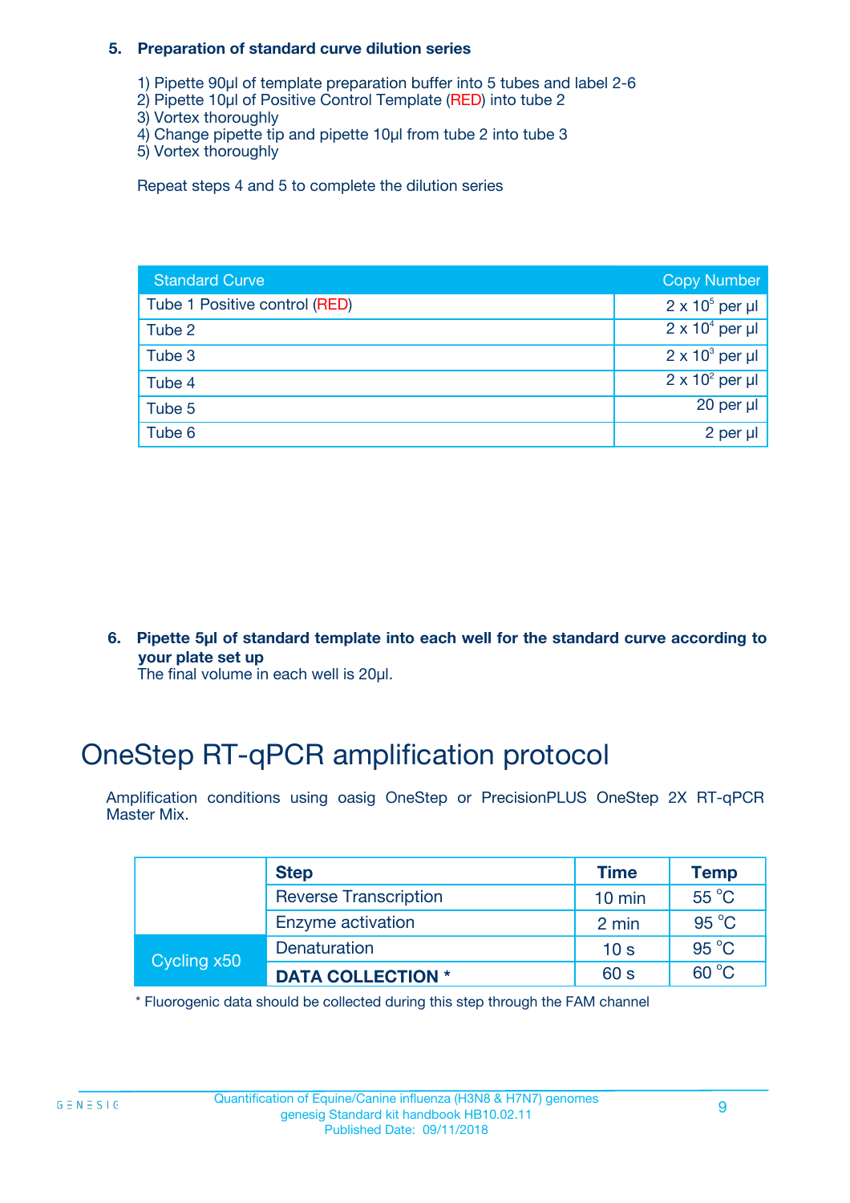### 5. Preparation of standard curve dilution series

1) Pipette 90µl of template preparation buffer into 5 tubes and label 2-6
2) Pipette 10µl of Positive Control Template (RED) into tube 2
3) Vortex thoroughly
4) Change pipette tip and pipette 10µl from tube 2 into tube 3
5) Vortex thoroughly

Repeat steps 4 and 5 to complete the dilution series

| Standard Curve | Copy Number |
|---|---|
| Tube 1 Positive control (RED) | $2 \times 10^5$ per µl |
| Tube 2 | $2 \times 10^4$ per µl |
| Tube 3 | $2 \times 10^3$ per µl |
| Tube 4 | $2 \times 10^2$ per µl |
| Tube 5 | 20 per µl |
| Tube 6 | 2 per µl |

### 6. Pipette 5µl of standard template into each well for the standard curve according to your plate set up

The final volume in each well is 20µl.

# OneStep RT-qPCR amplification protocol

Amplification conditions using oasig OneStep or PrecisionPLUS OneStep 2X RT-qPCR Master Mix.

| | Step | Time | Temp |
|---|---|---|---|
| | Reverse Transcription | 10 min | 55 °C |
| | Enzyme activation | 2 min | 95 °C |
| Cycling x50 | Denaturation | 10 s | 95 °C |
| | **DATA COLLECTION *** | 60 s | 60 °C |

\* Fluorogenic data should be collected during this step through the FAM channel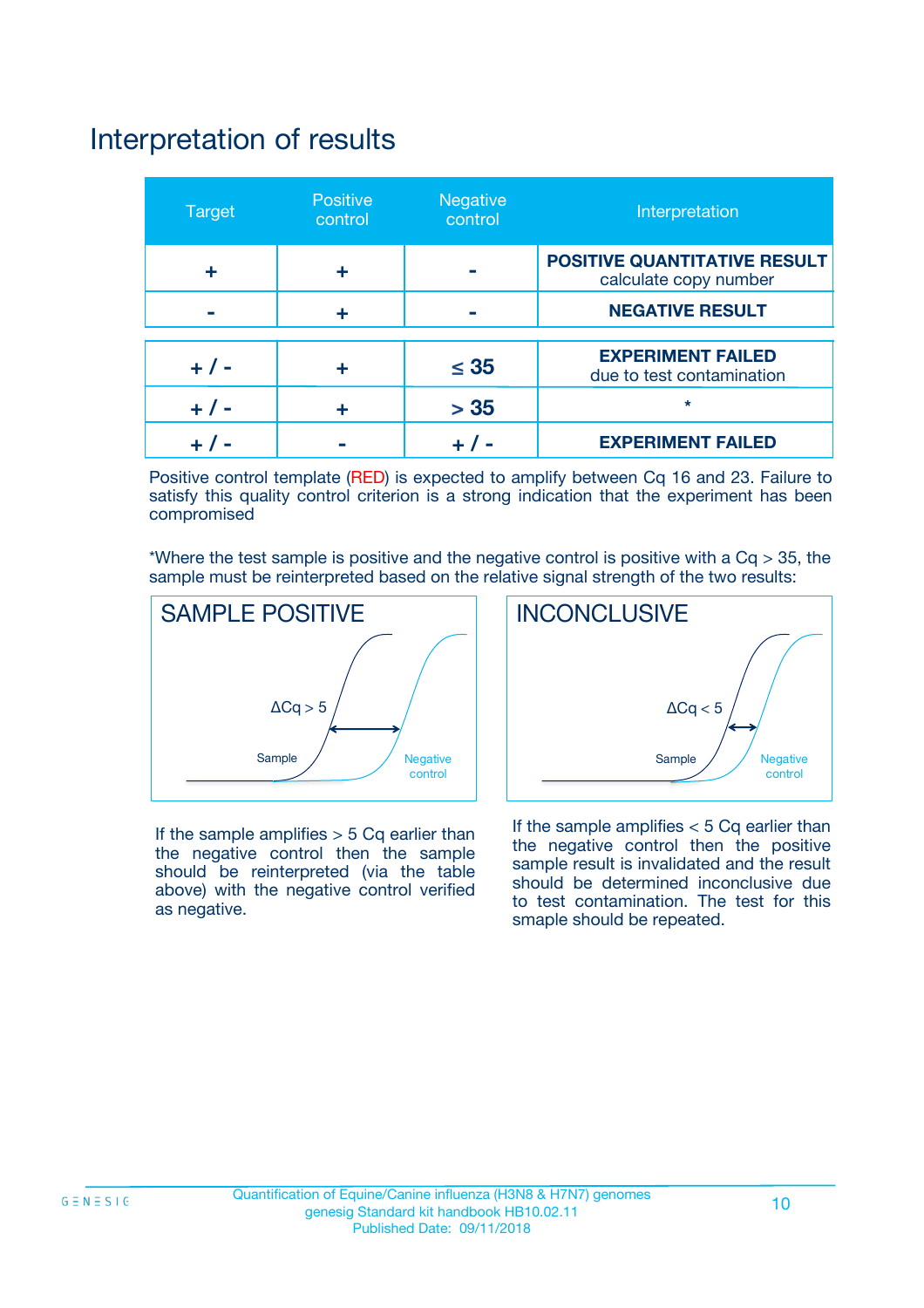# Interpretation of results

| Target | Positive control | Negative control | Interpretation |
|---|---|---|---|
| + | + | - | **POSITIVE QUANTITATIVE RESULT** calculate copy number |
| - | + | - | **NEGATIVE RESULT** |
| + / - | + | ≤ 35 | **EXPERIMENT FAILED** due to test contamination |
| + / - | + | > 35 | * |
| + / - | - | + / - | **EXPERIMENT FAILED** |

Positive control template (RED) is expected to amplify between Cq 16 and 23. Failure to satisfy this quality control criterion is a strong indication that the experiment has been compromised

*Where the test sample is positive and the negative control is positive with a Cq > 35, the sample must be reinterpreted based on the relative signal strength of the two results:

## SAMPLE POSITIVE

ΔCq > 5

Sample

Negative control

If the sample amplifies > 5 Cq earlier than the negative control then the sample should be reinterpreted (via the table above) with the negative control verified as negative.

## INCONCLUSIVE

ΔCq < 5

Sample

Negative control

If the sample amplifies < 5 Cq earlier than the negative control then the positive sample result is invalidated and the result should be determined inconclusive due to test contamination. The test for this smaple should be repeated.